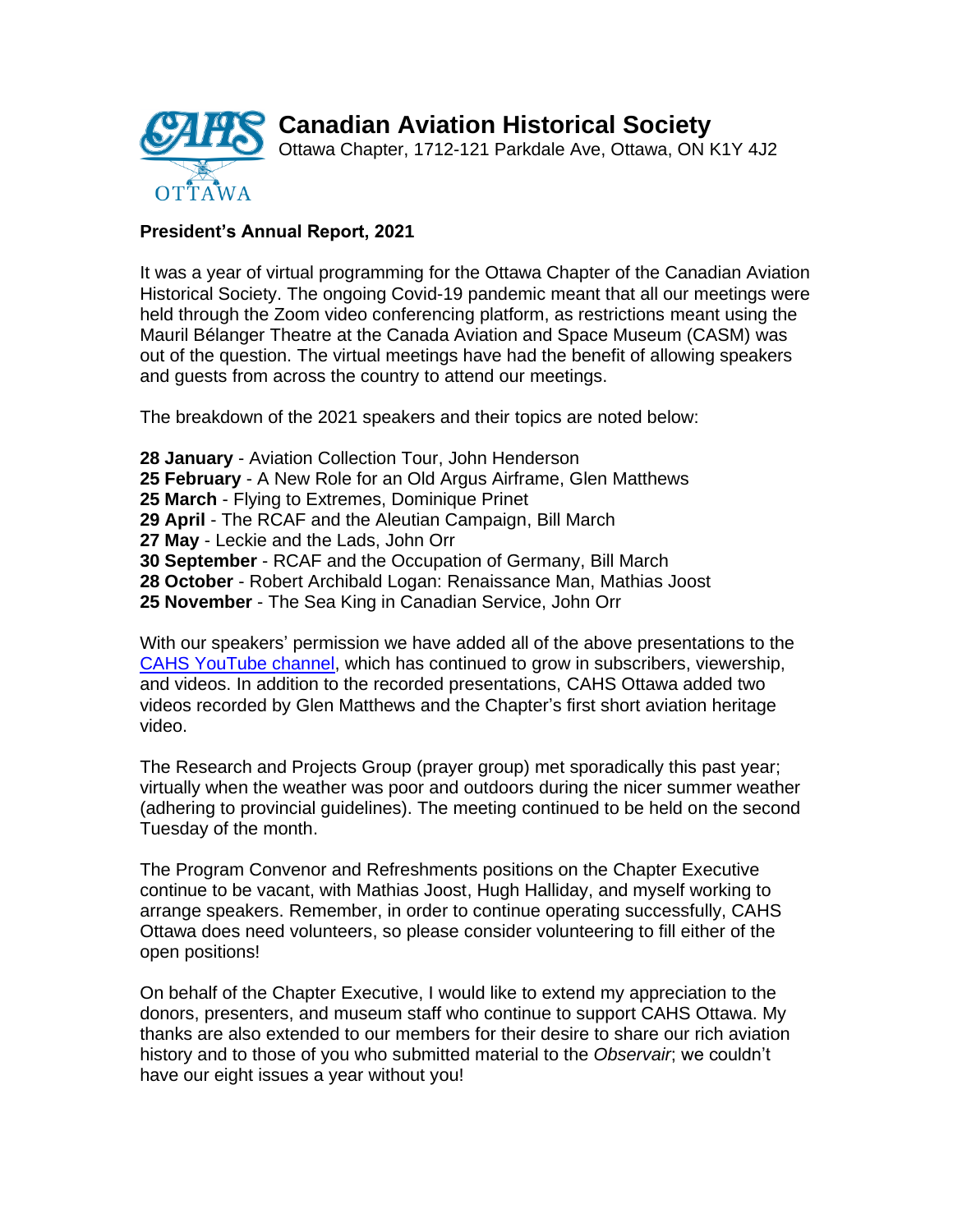# Canadian Aviation Historical Society

Ottawa Chapter, 1712-121 Parkdale Ave, Ottawa, ON K1Y 4J2

OTTAWA

**President's Annual Report, 2021**

It was a year of virtual programming for the Ottawa Chapter of the Canadian Aviation Historical Society. The ongoing Covid-19 pandemic meant that all our meetings were held through the Zoom video conferencing platform, as restrictions meant using the Mauril Bélanger Theatre at the Canada Aviation and Space Museum (CASM) was out of the question. The virtual meetings have had the benefit of allowing speakers and guests from across the country to attend our meetings.

The breakdown of the 2021 speakers and their topics are noted below:

**28 January** - Aviation Collection Tour, John Henderson
**25 February** - A New Role for an Old Argus Airframe, Glen Matthews
**25 March** - Flying to Extremes, Dominique Prinet
**29 April** - The RCAF and the Aleutian Campaign, Bill March
**27 May** - Leckie and the Lads, John Orr
**30 September** - RCAF and the Occupation of Germany, Bill March
**28 October** - Robert Archibald Logan: Renaissance Man, Mathias Joost
**25 November** - The Sea King in Canadian Service, John Orr

With our speakers' permission we have added all of the above presentations to the CAHS YouTube channel, which has continued to grow in subscribers, viewership, and videos. In addition to the recorded presentations, CAHS Ottawa added two videos recorded by Glen Matthews and the Chapter's first short aviation heritage video.

The Research and Projects Group (prayer group) met sporadically this past year; virtually when the weather was poor and outdoors during the nicer summer weather (adhering to provincial guidelines). The meeting continued to be held on the second Tuesday of the month.

The Program Convenor and Refreshments positions on the Chapter Executive continue to be vacant, with Mathias Joost, Hugh Halliday, and myself working to arrange speakers. Remember, in order to continue operating successfully, CAHS Ottawa does need volunteers, so please consider volunteering to fill either of the open positions!

On behalf of the Chapter Executive, I would like to extend my appreciation to the donors, presenters, and museum staff who continue to support CAHS Ottawa. My thanks are also extended to our members for their desire to share our rich aviation history and to those of you who submitted material to the *Observair*; we couldn't have our eight issues a year without you!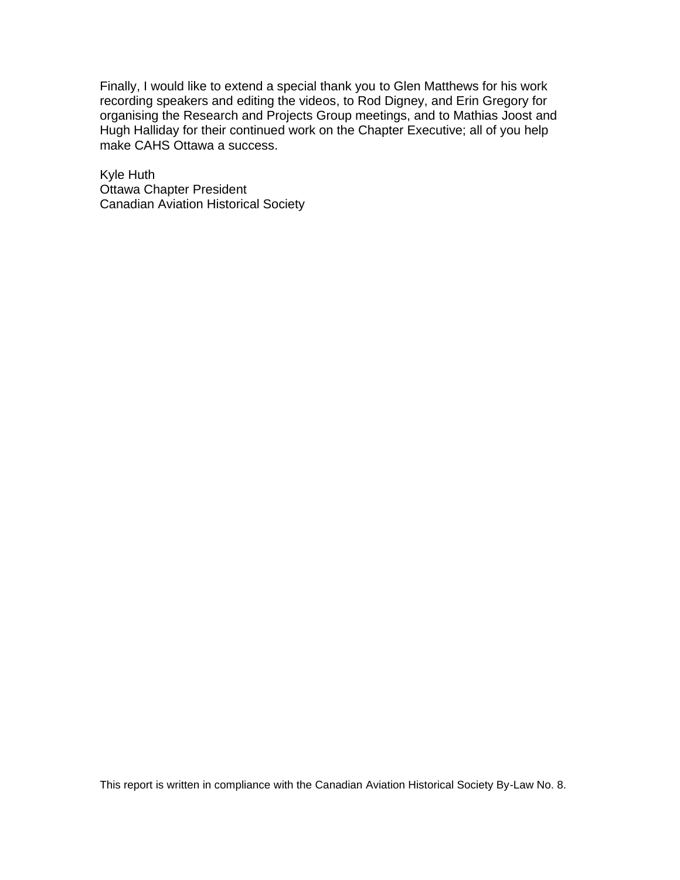Finally, I would like to extend a special thank you to Glen Matthews for his work recording speakers and editing the videos, to Rod Digney, and Erin Gregory for organising the Research and Projects Group meetings, and to Mathias Joost and Hugh Halliday for their continued work on the Chapter Executive; all of you help make CAHS Ottawa a success.

Kyle Huth
Ottawa Chapter President
Canadian Aviation Historical Society

This report is written in compliance with the Canadian Aviation Historical Society By-Law No. 8.